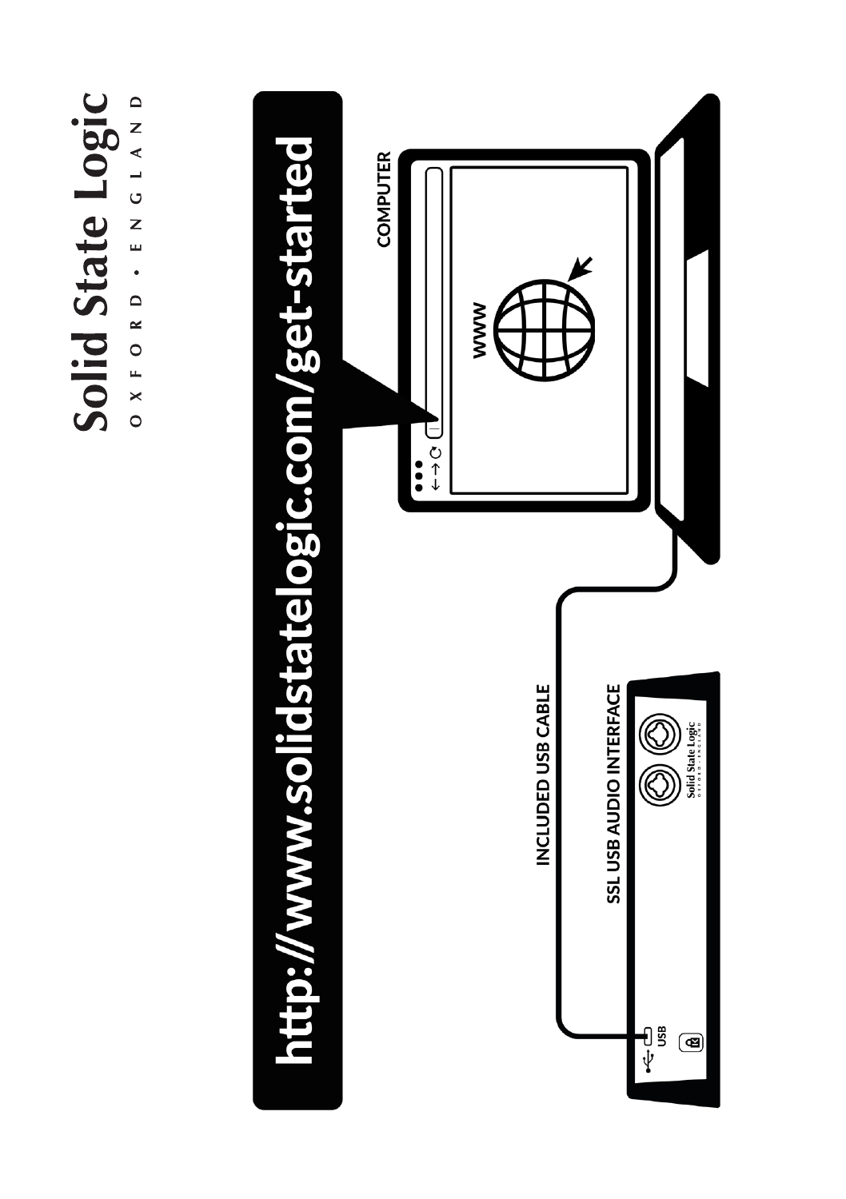# Solid State Logic

OXFORD • ENGLAND

**http://www.solidstatelogic.com/get-started**

COMPUTER

WWW

INCLUDED USB CABLE

SSL USB AUDIO INTERFACE

USB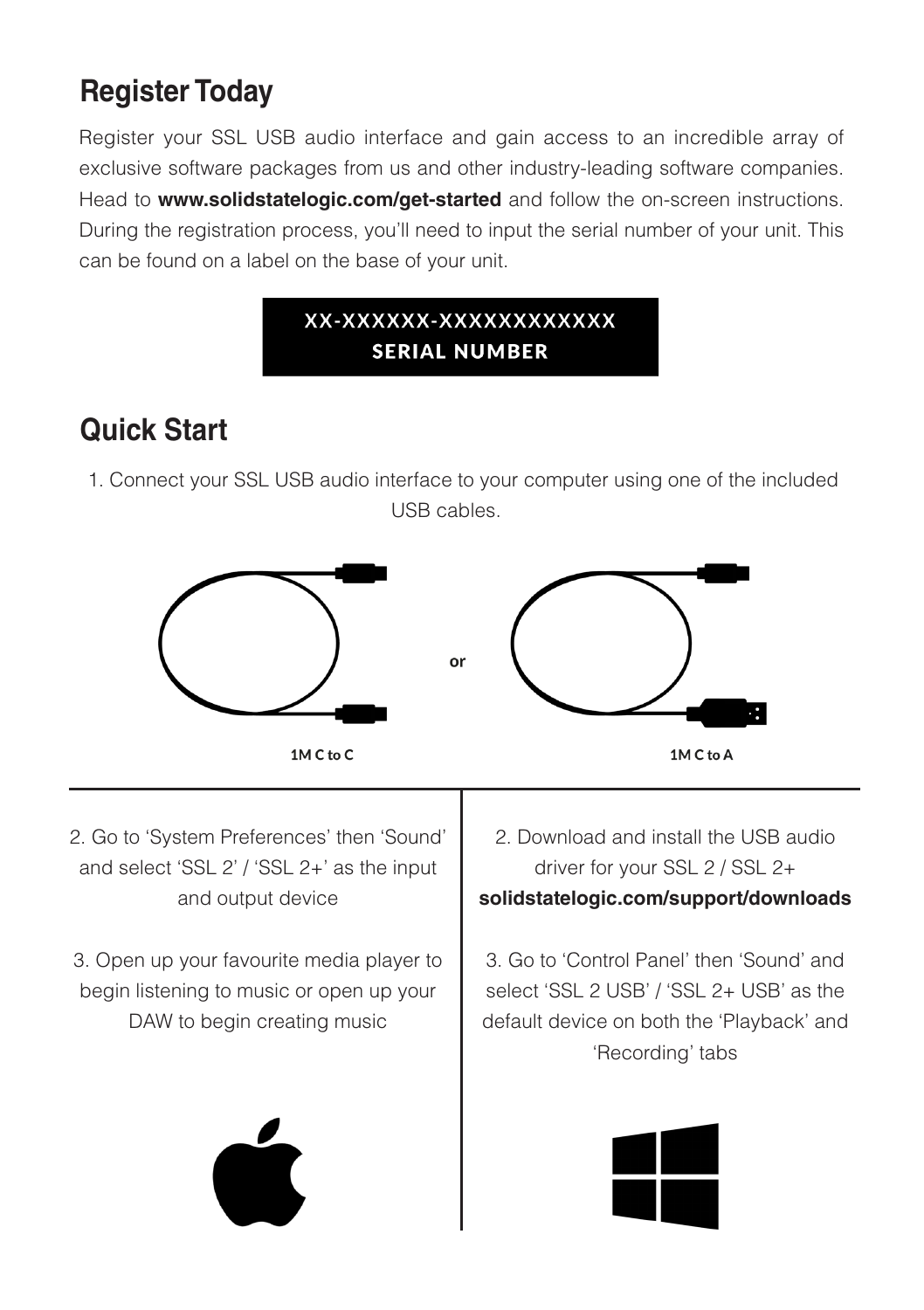## Register Today

Register your SSL USB audio interface and gain access to an incredible array of exclusive software packages from us and other industry-leading software companies. Head to **www.solidstatelogic.com/get-started** and follow the on-screen instructions. During the registration process, you'll need to input the serial number of your unit. This can be found on a label on the base of your unit.

**XX-XXXXXX-XXXXXXXXXXXX**
**SERIAL NUMBER**

## Quick Start

1. Connect your SSL USB audio interface to your computer using one of the included USB cables.

**1M C to C** or **1M C to A**

**Mac:**

2. Go to 'System Preferences' then 'Sound' and select 'SSL 2' / 'SSL 2+' as the input and output device

3. Open up your favourite media player to begin listening to music or open up your DAW to begin creating music

**Windows:**

2. Download and install the USB audio driver for your SSL 2 / SSL 2+ **solidstatelogic.com/support/downloads**

3. Go to 'Control Panel' then 'Sound' and select 'SSL 2 USB' / 'SSL 2+ USB' as the default device on both the 'Playback' and 'Recording' tabs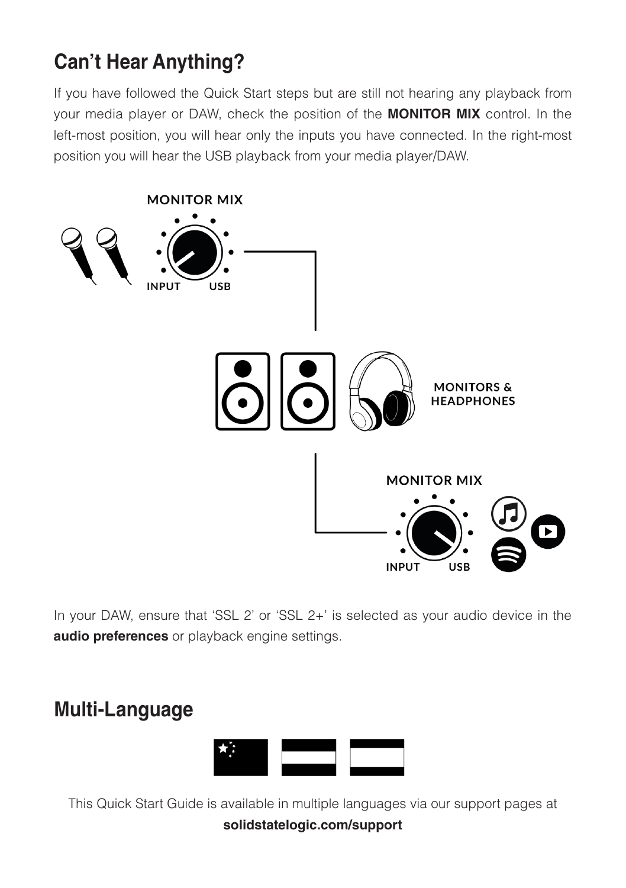## Can't Hear Anything?

If you have followed the Quick Start steps but are still not hearing any playback from your media player or DAW, check the position of the **MONITOR MIX** control. In the left-most position, you will hear only the inputs you have connected. In the right-most position you will hear the USB playback from your media player/DAW.

MONITOR MIX

INPUT USB

MONITORS & HEADPHONES

MONITOR MIX

INPUT USB

In your DAW, ensure that 'SSL 2' or 'SSL 2+' is selected as your audio device in the **audio preferences** or playback engine settings.

## Multi-Language

This Quick Start Guide is available in multiple languages via our support pages at **solidstatelogic.com/support**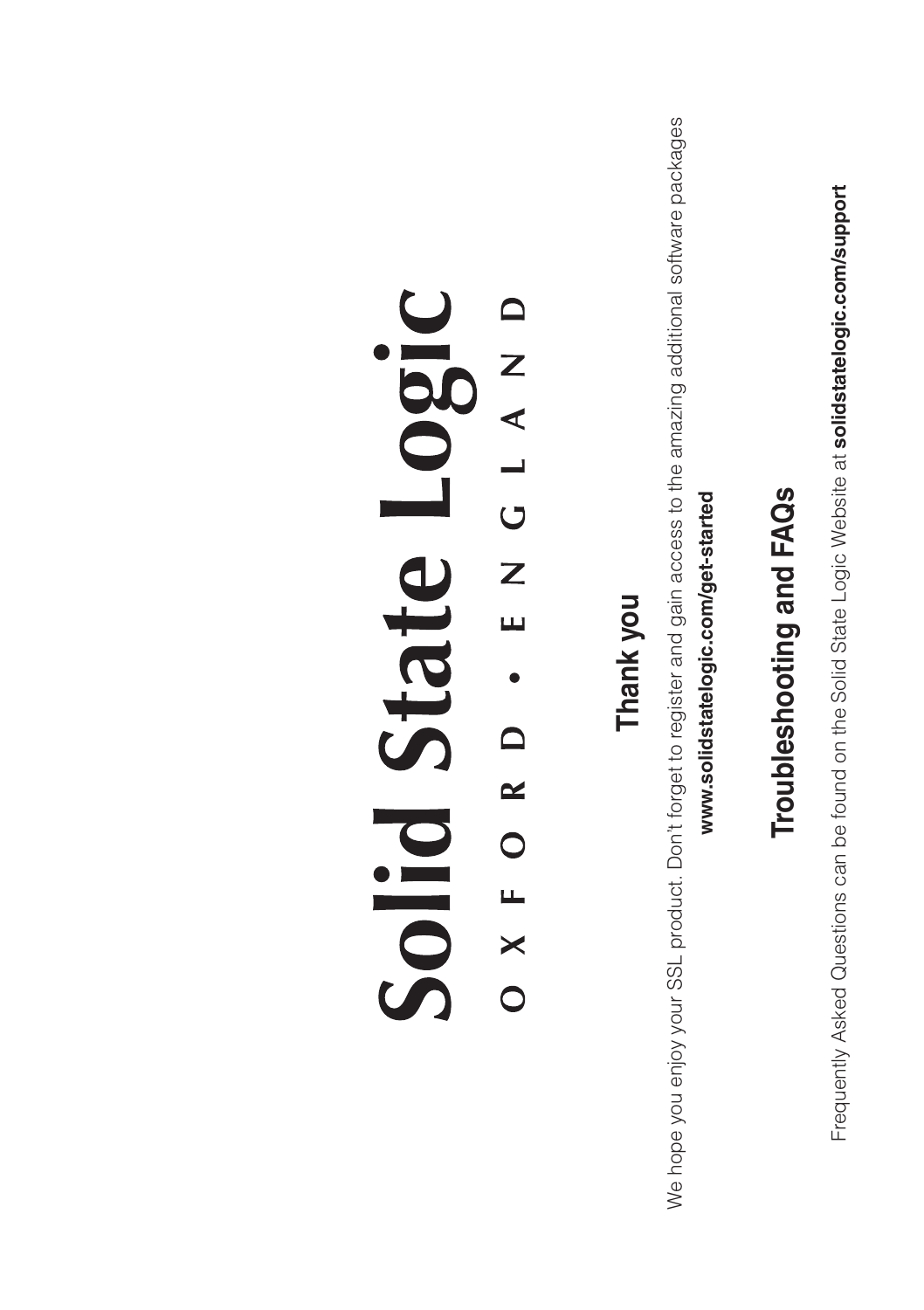# Solid State Logic

OXFORD • ENGLAND

## Thank you

We hope you enjoy your SSL product. Don't forget to register and gain access to the amazing additional software packages

**www.solidstatelogic.com/get-started**

## Troubleshooting and FAQs

Frequently Asked Questions can be found on the Solid State Logic Website at **solidstatelogic.com/support**